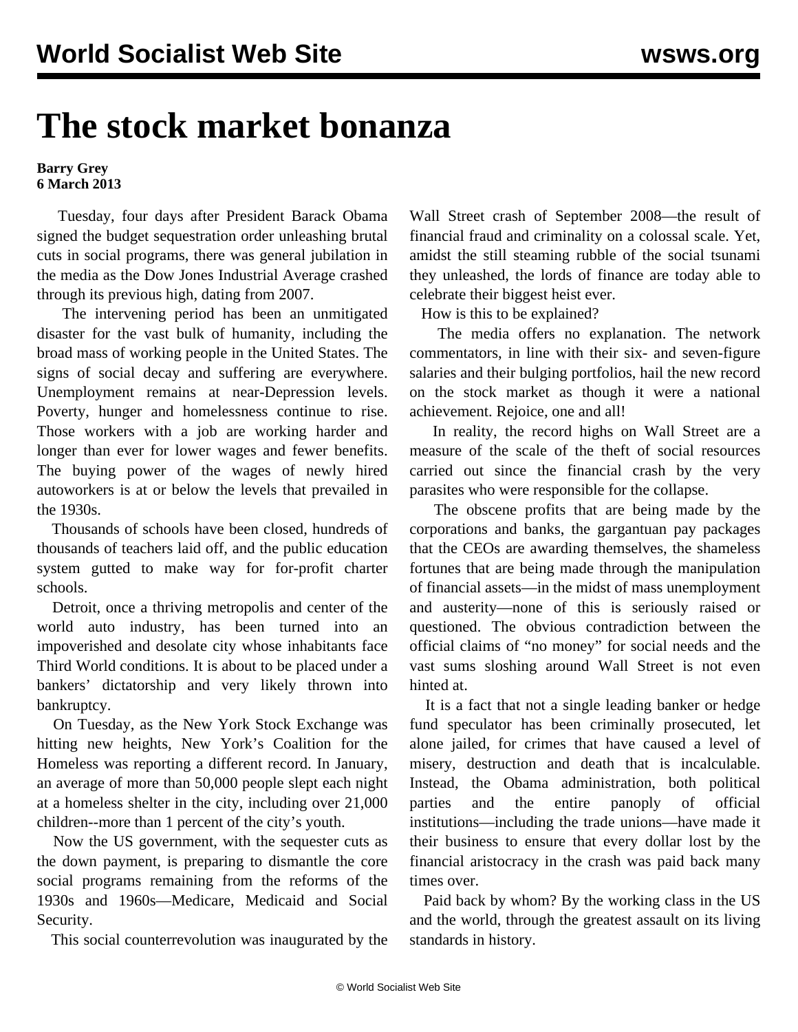# The stock market bonanza

**Barry Grey**
**6 March 2013**

Tuesday, four days after President Barack Obama signed the budget sequestration order unleashing brutal cuts in social programs, there was general jubilation in the media as the Dow Jones Industrial Average crashed through its previous high, dating from 2007.

The intervening period has been an unmitigated disaster for the vast bulk of humanity, including the broad mass of working people in the United States. The signs of social decay and suffering are everywhere. Unemployment remains at near-Depression levels. Poverty, hunger and homelessness continue to rise. Those workers with a job are working harder and longer than ever for lower wages and fewer benefits. The buying power of the wages of newly hired autoworkers is at or below the levels that prevailed in the 1930s.

Thousands of schools have been closed, hundreds of thousands of teachers laid off, and the public education system gutted to make way for for-profit charter schools.

Detroit, once a thriving metropolis and center of the world auto industry, has been turned into an impoverished and desolate city whose inhabitants face Third World conditions. It is about to be placed under a bankers' dictatorship and very likely thrown into bankruptcy.

On Tuesday, as the New York Stock Exchange was hitting new heights, New York's Coalition for the Homeless was reporting a different record. In January, an average of more than 50,000 people slept each night at a homeless shelter in the city, including over 21,000 children--more than 1 percent of the city's youth.

Now the US government, with the sequester cuts as the down payment, is preparing to dismantle the core social programs remaining from the reforms of the 1930s and 1960s—Medicare, Medicaid and Social Security.

This social counterrevolution was inaugurated by the Wall Street crash of September 2008—the result of financial fraud and criminality on a colossal scale. Yet, amidst the still steaming rubble of the social tsunami they unleashed, the lords of finance are today able to celebrate their biggest heist ever.

How is this to be explained?

The media offers no explanation. The network commentators, in line with their six- and seven-figure salaries and their bulging portfolios, hail the new record on the stock market as though it were a national achievement. Rejoice, one and all!

In reality, the record highs on Wall Street are a measure of the scale of the theft of social resources carried out since the financial crash by the very parasites who were responsible for the collapse.

The obscene profits that are being made by the corporations and banks, the gargantuan pay packages that the CEOs are awarding themselves, the shameless fortunes that are being made through the manipulation of financial assets—in the midst of mass unemployment and austerity—none of this is seriously raised or questioned. The obvious contradiction between the official claims of "no money" for social needs and the vast sums sloshing around Wall Street is not even hinted at.

It is a fact that not a single leading banker or hedge fund speculator has been criminally prosecuted, let alone jailed, for crimes that have caused a level of misery, destruction and death that is incalculable. Instead, the Obama administration, both political parties and the entire panoply of official institutions—including the trade unions—have made it their business to ensure that every dollar lost by the financial aristocracy in the crash was paid back many times over.

Paid back by whom? By the working class in the US and the world, through the greatest assault on its living standards in history.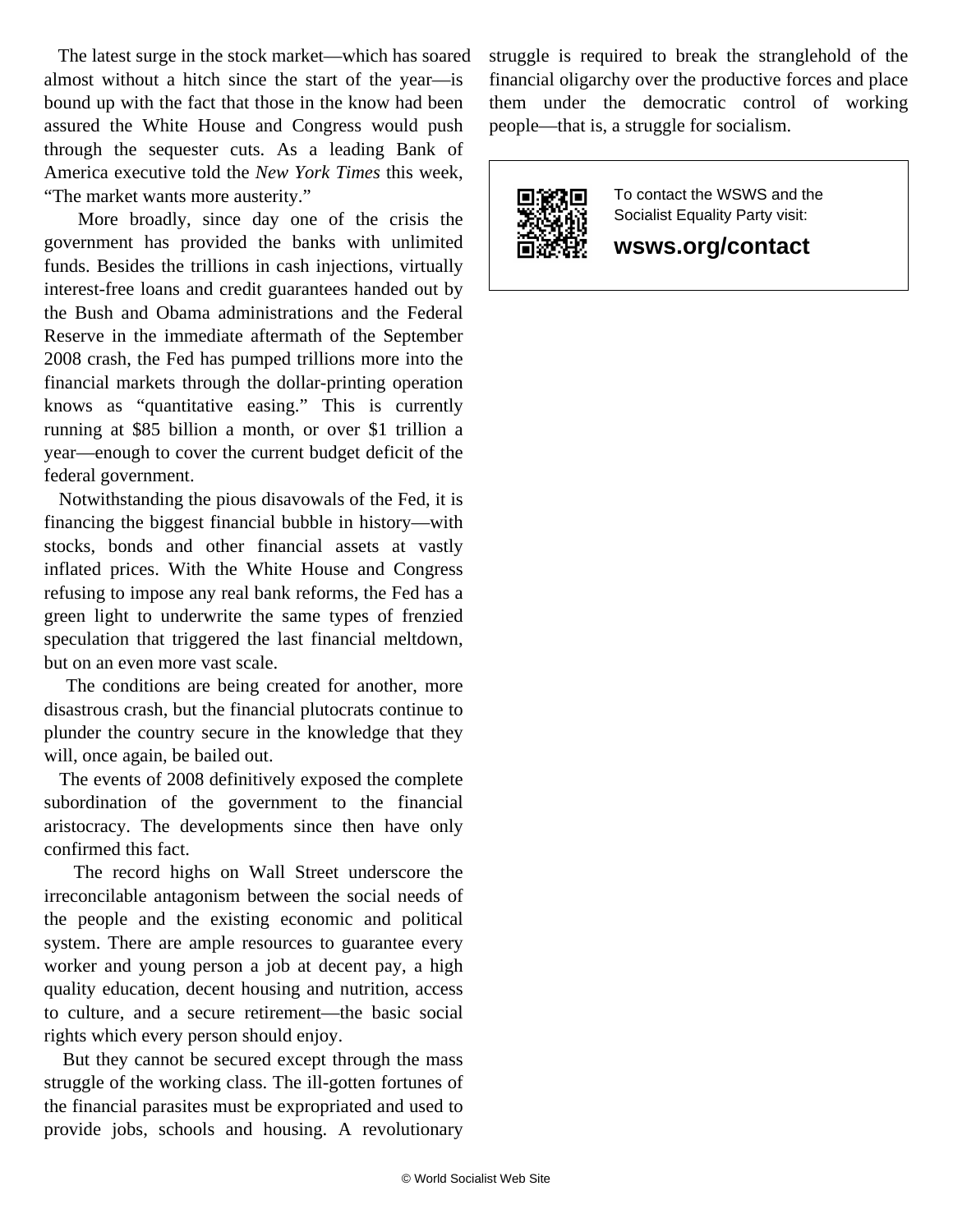The latest surge in the stock market—which has soared almost without a hitch since the start of the year—is bound up with the fact that those in the know had been assured the White House and Congress would push through the sequester cuts. As a leading Bank of America executive told the *New York Times* this week, “The market wants more austerity.”

More broadly, since day one of the crisis the government has provided the banks with unlimited funds. Besides the trillions in cash injections, virtually interest-free loans and credit guarantees handed out by the Bush and Obama administrations and the Federal Reserve in the immediate aftermath of the September 2008 crash, the Fed has pumped trillions more into the financial markets through the dollar-printing operation knows as “quantitative easing.” This is currently running at $85 billion a month, or over $1 trillion a year—enough to cover the current budget deficit of the federal government.

Notwithstanding the pious disavowals of the Fed, it is financing the biggest financial bubble in history—with stocks, bonds and other financial assets at vastly inflated prices. With the White House and Congress refusing to impose any real bank reforms, the Fed has a green light to underwrite the same types of frenzied speculation that triggered the last financial meltdown, but on an even more vast scale.

The conditions are being created for another, more disastrous crash, but the financial plutocrats continue to plunder the country secure in the knowledge that they will, once again, be bailed out.

The events of 2008 definitively exposed the complete subordination of the government to the financial aristocracy. The developments since then have only confirmed this fact.

The record highs on Wall Street underscore the irreconcilable antagonism between the social needs of the people and the existing economic and political system. There are ample resources to guarantee every worker and young person a job at decent pay, a high quality education, decent housing and nutrition, access to culture, and a secure retirement—the basic social rights which every person should enjoy.

But they cannot be secured except through the mass struggle of the working class. The ill-gotten fortunes of the financial parasites must be expropriated and used to provide jobs, schools and housing. A revolutionary struggle is required to break the stranglehold of the financial oligarchy over the productive forces and place them under the democratic control of working people—that is, a struggle for socialism.

To contact the WSWS and the Socialist Equality Party visit:

**wsws.org/contact**